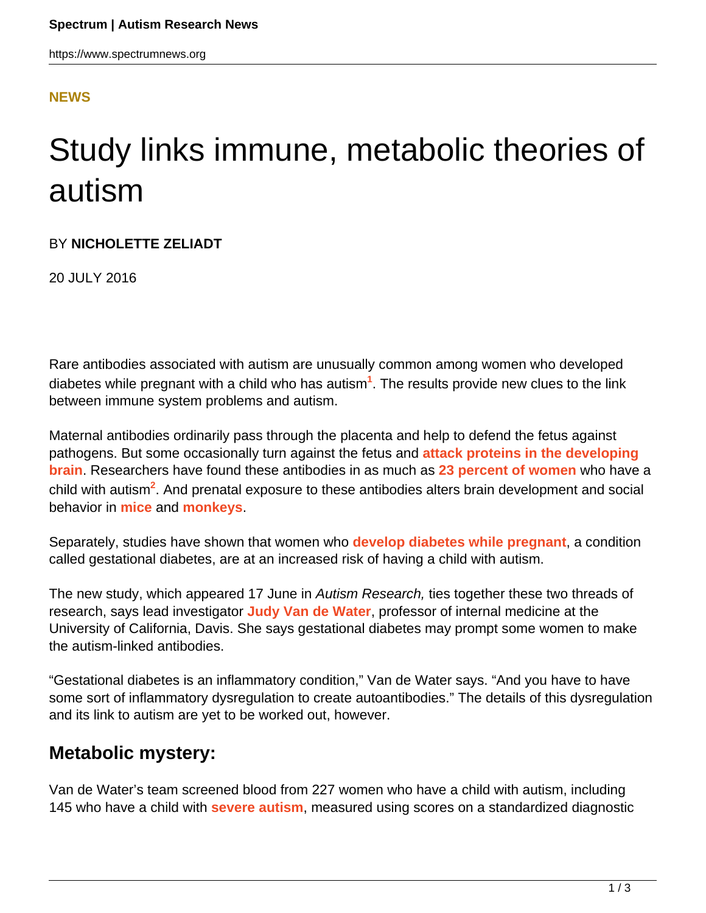**NEWS**

# Study links immune, metabolic theories of autism

BY **NICHOLETTE ZELIADT**

20 JULY 2016

Rare antibodies associated with autism are unusually common among women who developed diabetes while pregnant with a child who has autism[1]. The results provide new clues to the link between immune system problems and autism.

Maternal antibodies ordinarily pass through the placenta and help to defend the fetus against pathogens. But some occasionally turn against the fetus and **attack proteins in the developing brain**. Researchers have found these antibodies in as much as **23 percent of women** who have a child with autism[2]. And prenatal exposure to these antibodies alters brain development and social behavior in **mice** and **monkeys**.

Separately, studies have shown that women who **develop diabetes while pregnant**, a condition called gestational diabetes, are at an increased risk of having a child with autism.

The new study, which appeared 17 June in *Autism Research,* ties together these two threads of research, says lead investigator **Judy Van de Water**, professor of internal medicine at the University of California, Davis. She says gestational diabetes may prompt some women to make the autism-linked antibodies.

"Gestational diabetes is an inflammatory condition," Van de Water says. "And you have to have some sort of inflammatory dysregulation to create autoantibodies." The details of this dysregulation and its link to autism are yet to be worked out, however.

## Metabolic mystery:

Van de Water's team screened blood from 227 women who have a child with autism, including 145 who have a child with **severe autism**, measured using scores on a standardized diagnostic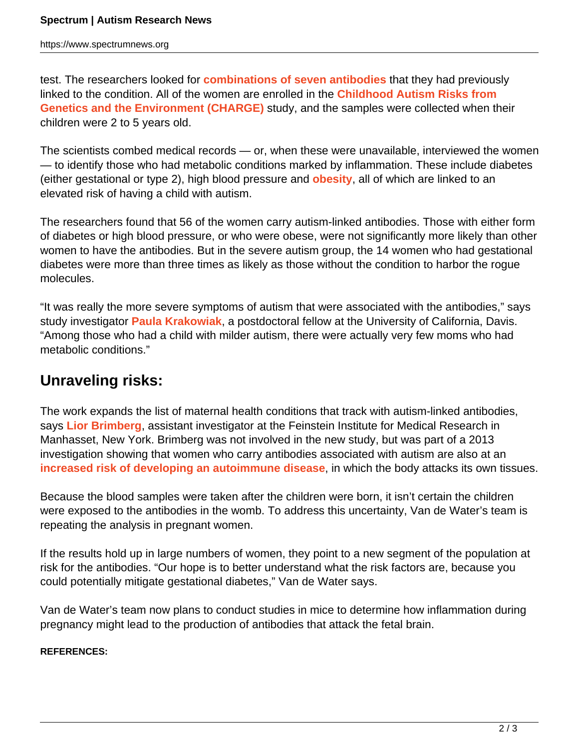test. The researchers looked for **combinations of seven antibodies** that they had previously linked to the condition. All of the women are enrolled in the **Childhood Autism Risks from Genetics and the Environment (CHARGE)** study, and the samples were collected when their children were 2 to 5 years old.

The scientists combed medical records — or, when these were unavailable, interviewed the women — to identify those who had metabolic conditions marked by inflammation. These include diabetes (either gestational or type 2), high blood pressure and **obesity**, all of which are linked to an elevated risk of having a child with autism.

The researchers found that 56 of the women carry autism-linked antibodies. Those with either form of diabetes or high blood pressure, or who were obese, were not significantly more likely than other women to have the antibodies. But in the severe autism group, the 14 women who had gestational diabetes were more than three times as likely as those without the condition to harbor the rogue molecules.

"It was really the more severe symptoms of autism that were associated with the antibodies," says study investigator **Paula Krakowiak**, a postdoctoral fellow at the University of California, Davis. "Among those who had a child with milder autism, there were actually very few moms who had metabolic conditions."

## Unraveling risks:

The work expands the list of maternal health conditions that track with autism-linked antibodies, says **Lior Brimberg**, assistant investigator at the Feinstein Institute for Medical Research in Manhasset, New York. Brimberg was not involved in the new study, but was part of a 2013 investigation showing that women who carry antibodies associated with autism are also at an **increased risk of developing an autoimmune disease**, in which the body attacks its own tissues.

Because the blood samples were taken after the children were born, it isn't certain the children were exposed to the antibodies in the womb. To address this uncertainty, Van de Water's team is repeating the analysis in pregnant women.

If the results hold up in large numbers of women, they point to a new segment of the population at risk for the antibodies. "Our hope is to better understand what the risk factors are, because you could potentially mitigate gestational diabetes," Van de Water says.

Van de Water's team now plans to conduct studies in mice to determine how inflammation during pregnancy might lead to the production of antibodies that attack the fetal brain.

**REFERENCES:**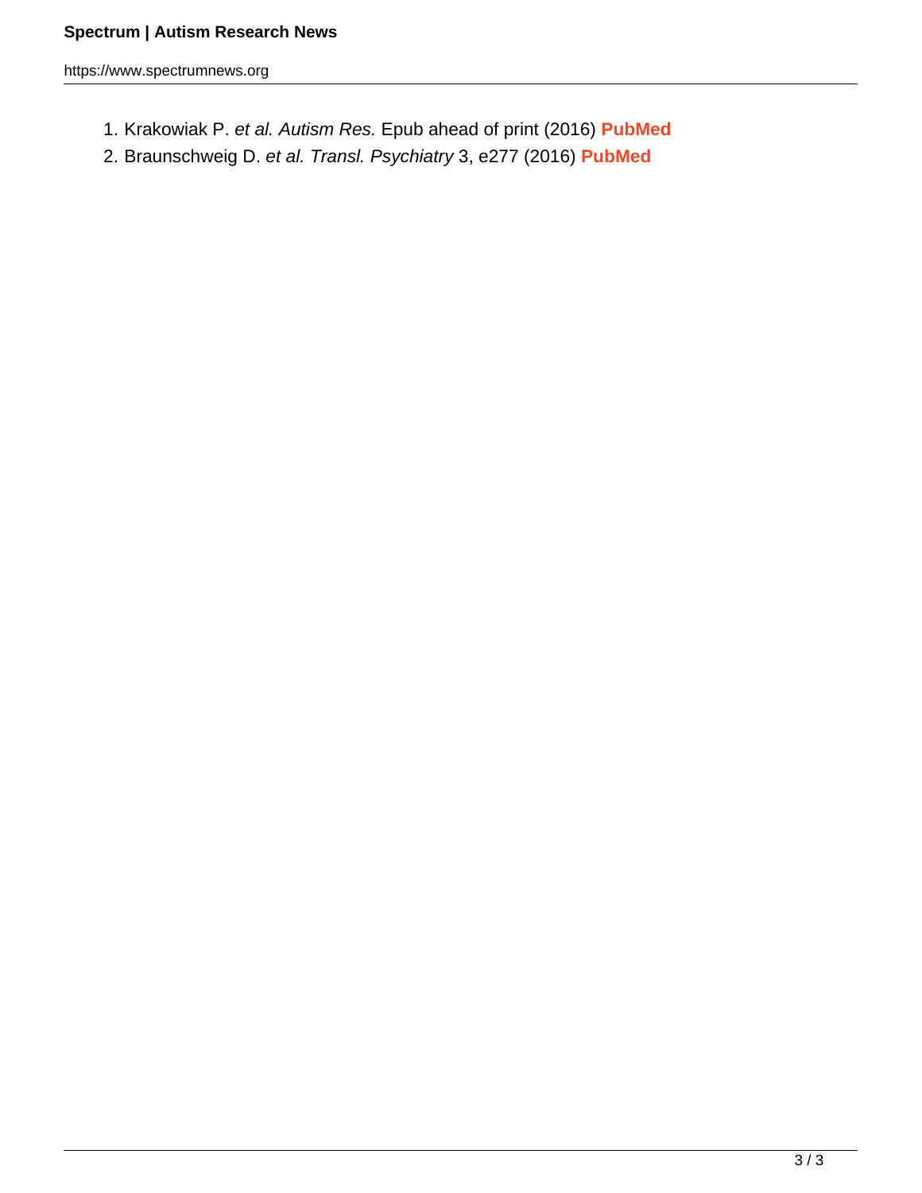1. Krakowiak P. *et al. Autism Res.* Epub ahead of print (2016) **PubMed**
2. Braunschweig D. *et al. Transl. Psychiatry* 3, e277 (2016) **PubMed**